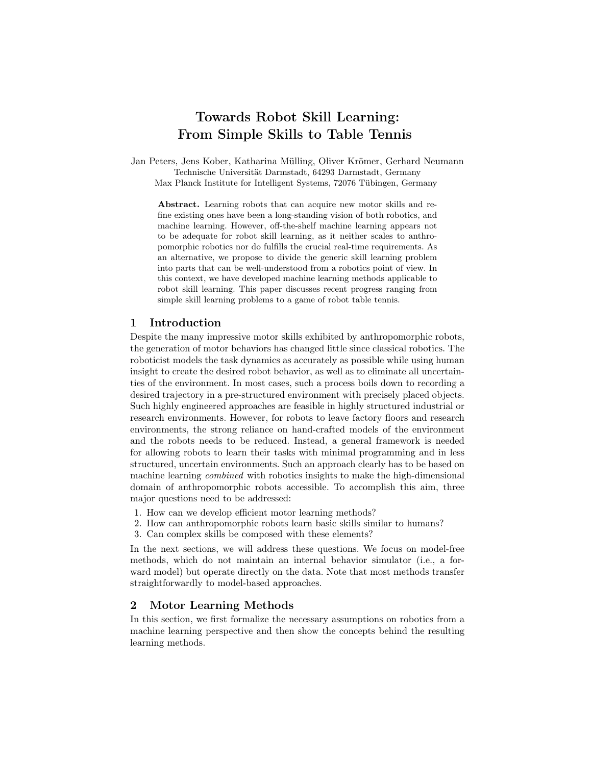# Towards Robot Skill Learning: From Simple Skills to Table Tennis

Jan Peters, Jens Kober, Katharina Mülling, Oliver Krömer, Gerhard Neumann
Technische Universität Darmstadt, 64293 Darmstadt, Germany
Max Planck Institute for Intelligent Systems, 72076 Tübingen, Germany

**Abstract.** Learning robots that can acquire new motor skills and refine existing ones have been a long-standing vision of both robotics, and machine learning. However, off-the-shelf machine learning appears not to be adequate for robot skill learning, as it neither scales to anthropomorphic robotics nor do fulfills the crucial real-time requirements. As an alternative, we propose to divide the generic skill learning problem into parts that can be well-understood from a robotics point of view. In this context, we have developed machine learning methods applicable to robot skill learning. This paper discusses recent progress ranging from simple skill learning problems to a game of robot table tennis.

## 1 Introduction

Despite the many impressive motor skills exhibited by anthropomorphic robots, the generation of motor behaviors has changed little since classical robotics. The roboticist models the task dynamics as accurately as possible while using human insight to create the desired robot behavior, as well as to eliminate all uncertainties of the environment. In most cases, such a process boils down to recording a desired trajectory in a pre-structured environment with precisely placed objects. Such highly engineered approaches are feasible in highly structured industrial or research environments. However, for robots to leave factory floors and research environments, the strong reliance on hand-crafted models of the environment and the robots needs to be reduced. Instead, a general framework is needed for allowing robots to learn their tasks with minimal programming and in less structured, uncertain environments. Such an approach clearly has to be based on machine learning *combined* with robotics insights to make the high-dimensional domain of anthropomorphic robots accessible. To accomplish this aim, three major questions need to be addressed:

1. How can we develop efficient motor learning methods?
2. How can anthropomorphic robots learn basic skills similar to humans?
3. Can complex skills be composed with these elements?

In the next sections, we will address these questions. We focus on model-free methods, which do not maintain an internal behavior simulator (i.e., a forward model) but operate directly on the data. Note that most methods transfer straightforwardly to model-based approaches.

## 2 Motor Learning Methods

In this section, we first formalize the necessary assumptions on robotics from a machine learning perspective and then show the concepts behind the resulting learning methods.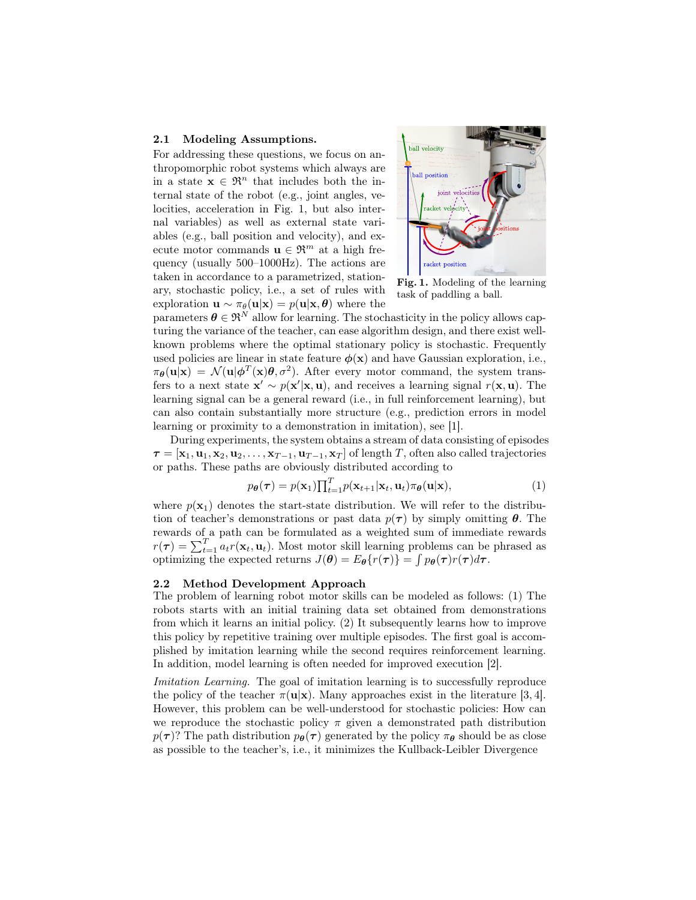### 2.1 Modeling Assumptions.

For addressing these questions, we focus on anthropomorphic robot systems which always are in a state $\mathbf{x} \in \Re^n$ that includes both the internal state of the robot (e.g., joint angles, velocities, acceleration in Fig. 1, but also internal variables) as well as external state variables (e.g., ball position and velocity), and execute motor commands $\mathbf{u} \in \Re^m$ at a high frequency (usually 500–1000Hz). The actions are taken in accordance to a parametrized, stationary, stochastic policy, i.e., a set of rules with exploration $\mathbf{u} \sim \pi_\theta(\mathbf{u}|\mathbf{x}) = p(\mathbf{u}|\mathbf{x}, \boldsymbol{\theta})$ where the parameters $\boldsymbol{\theta} \in \Re^N$ allow for learning. The stochasticity in the policy allows capturing the variance of the teacher, can ease algorithm design, and there exist well-known problems where the optimal stationary policy is stochastic. Frequently used policies are linear in state feature $\boldsymbol{\phi}(\mathbf{x})$ and have Gaussian exploration, i.e., $\pi_{\boldsymbol{\theta}}(\mathbf{u}|\mathbf{x}) = \mathcal{N}(\mathbf{u}|\boldsymbol{\phi}^T(\mathbf{x})\boldsymbol{\theta}, \sigma^2)$. After every motor command, the system transfers to a next state $\mathbf{x}' \sim p(\mathbf{x}'|\mathbf{x}, \mathbf{u})$, and receives a learning signal $r(\mathbf{x}, \mathbf{u})$. The learning signal can be a general reward (i.e., in full reinforcement learning), but can also contain substantially more structure (e.g., prediction errors in model learning or proximity to a demonstration in imitation), see [1].

**Fig. 1.** Modeling of the learning task of paddling a ball.

During experiments, the system obtains a stream of data consisting of episodes $\boldsymbol{\tau} = [\mathbf{x}_1, \mathbf{u}_1, \mathbf{x}_2, \mathbf{u}_2, \ldots, \mathbf{x}_{T-1}, \mathbf{u}_{T-1}, \mathbf{x}_T]$ of length $T$, often also called trajectories or paths. These paths are obviously distributed according to

$$p_{\boldsymbol{\theta}}(\boldsymbol{\tau}) = p(\mathbf{x}_1)\prod\nolimits_{t=1}^{T} p(\mathbf{x}_{t+1}|\mathbf{x}_t, \mathbf{u}_t)\pi_{\boldsymbol{\theta}}(\mathbf{u}|\mathbf{x}), \tag{1}$$

where $p(\mathbf{x}_1)$ denotes the start-state distribution. We will refer to the distribution of teacher's demonstrations or past data $p(\boldsymbol{\tau})$ by simply omitting $\boldsymbol{\theta}$. The rewards of a path can be formulated as a weighted sum of immediate rewards $r(\boldsymbol{\tau}) = \sum_{t=1}^{T} a_t r(\mathbf{x}_t, \mathbf{u}_t)$. Most motor skill learning problems can be phrased as optimizing the expected returns $J(\boldsymbol{\theta}) = E_{\boldsymbol{\theta}}\{r(\boldsymbol{\tau})\} = \int p_{\boldsymbol{\theta}}(\boldsymbol{\tau}) r(\boldsymbol{\tau}) d\boldsymbol{\tau}$.

### 2.2 Method Development Approach

The problem of learning robot motor skills can be modeled as follows: (1) The robots starts with an initial training data set obtained from demonstrations from which it learns an initial policy. (2) It subsequently learns how to improve this policy by repetitive training over multiple episodes. The first goal is accomplished by imitation learning while the second requires reinforcement learning. In addition, model learning is often needed for improved execution [2].

*Imitation Learning.* The goal of imitation learning is to successfully reproduce the policy of the teacher $\pi(\mathbf{u}|\mathbf{x})$. Many approaches exist in the literature [3, 4]. However, this problem can be well-understood for stochastic policies: How can we reproduce the stochastic policy $\pi$ given a demonstrated path distribution $p(\boldsymbol{\tau})$? The path distribution $p_{\boldsymbol{\theta}}(\boldsymbol{\tau})$ generated by the policy $\pi_{\boldsymbol{\theta}}$ should be as close as possible to the teacher's, i.e., it minimizes the Kullback-Leibler Divergence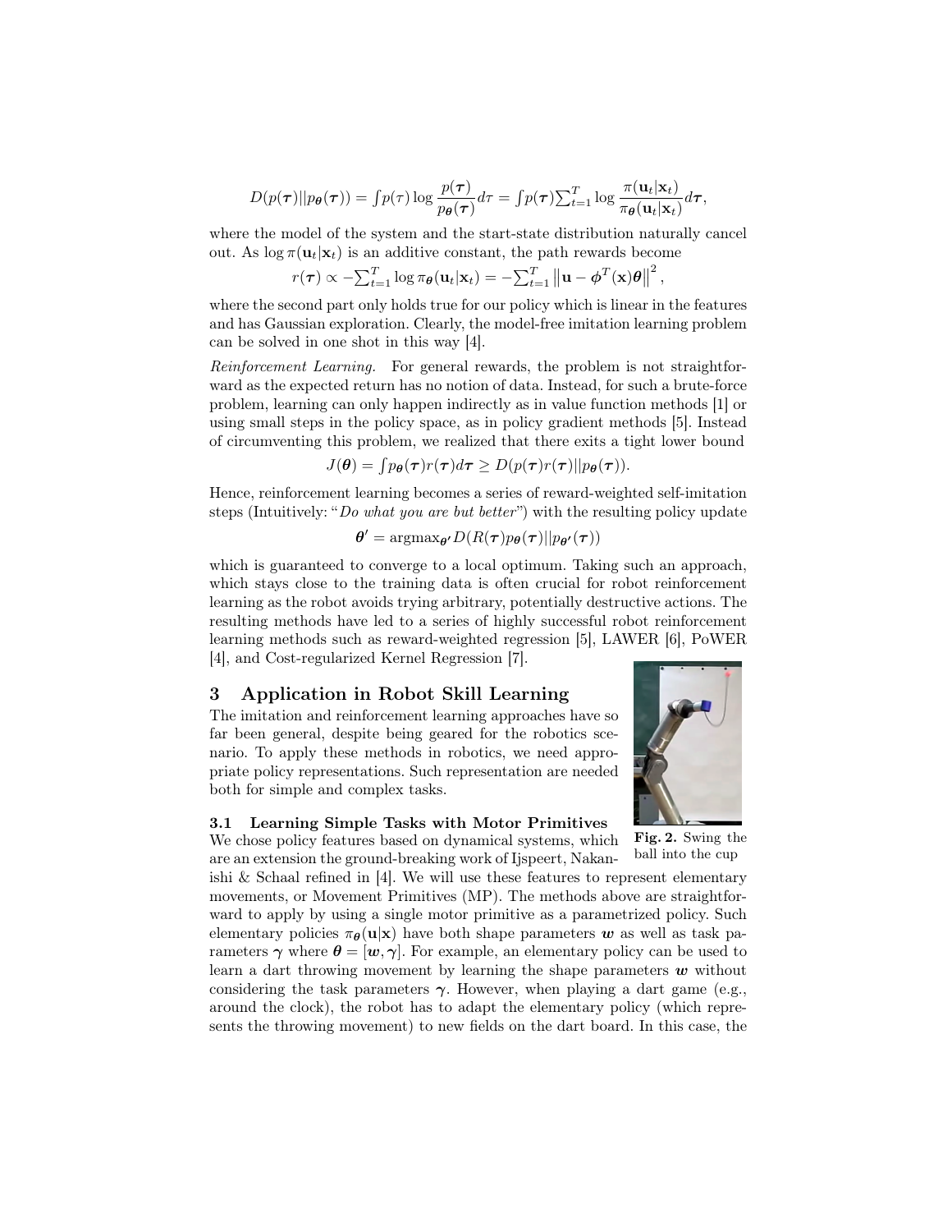$$D(p(\boldsymbol{\tau})||p_{\boldsymbol{\theta}}(\boldsymbol{\tau})) = \int p(\tau) \log \frac{p(\boldsymbol{\tau})}{p_{\boldsymbol{\theta}}(\boldsymbol{\tau})} d\tau = \int p(\boldsymbol{\tau}) \sum_{t=1}^{T} \log \frac{\pi(\mathbf{u}_t|\mathbf{x}_t)}{\pi_{\boldsymbol{\theta}}(\mathbf{u}_t|\mathbf{x}_t)} d\boldsymbol{\tau},$$

where the model of the system and the start-state distribution naturally cancel out. As $\log \pi(\mathbf{u}_t|\mathbf{x}_t)$ is an additive constant, the path rewards become

$$r(\boldsymbol{\tau}) \propto -\sum_{t=1}^{T} \log \pi_{\boldsymbol{\theta}}(\mathbf{u}_t|\mathbf{x}_t) = -\sum_{t=1}^{T} \left\| \mathbf{u} - \boldsymbol{\phi}^T(\mathbf{x})\boldsymbol{\theta} \right\|^2,$$

where the second part only holds true for our policy which is linear in the features and has Gaussian exploration. Clearly, the model-free imitation learning problem can be solved in one shot in this way [4].

*Reinforcement Learning.* For general rewards, the problem is not straightforward as the expected return has no notion of data. Instead, for such a brute-force problem, learning can only happen indirectly as in value function methods [1] or using small steps in the policy space, as in policy gradient methods [5]. Instead of circumventing this problem, we realized that there exits a tight lower bound

$$J(\boldsymbol{\theta}) = \int p_{\boldsymbol{\theta}}(\boldsymbol{\tau}) r(\boldsymbol{\tau}) d\boldsymbol{\tau} \geq D(p(\boldsymbol{\tau}) r(\boldsymbol{\tau}) || p_{\boldsymbol{\theta}}(\boldsymbol{\tau})).$$

Hence, reinforcement learning becomes a series of reward-weighted self-imitation steps (Intuitively: "*Do what you are but better*") with the resulting policy update

$$\boldsymbol{\theta}' = \operatorname{argmax}_{\boldsymbol{\theta}'} D(R(\boldsymbol{\tau}) p_{\boldsymbol{\theta}}(\boldsymbol{\tau}) || p_{\boldsymbol{\theta}'}(\boldsymbol{\tau}))$$

which is guaranteed to converge to a local optimum. Taking such an approach, which stays close to the training data is often crucial for robot reinforcement learning as the robot avoids trying arbitrary, potentially destructive actions. The resulting methods have led to a series of highly successful robot reinforcement learning methods such as reward-weighted regression [5], LAWER [6], PoWER [4], and Cost-regularized Kernel Regression [7].

## 3 Application in Robot Skill Learning

The imitation and reinforcement learning approaches have so far been general, despite being geared for the robotics scenario. To apply these methods in robotics, we need appropriate policy representations. Such representation are needed both for simple and complex tasks.

**Fig. 2.** Swing the ball into the cup

### 3.1 Learning Simple Tasks with Motor Primitives

We chose policy features based on dynamical systems, which are an extension the ground-breaking work of Ijspeert, Nakanishi & Schaal refined in [4]. We will use these features to represent elementary movements, or Movement Primitives (MP). The methods above are straightforward to apply by using a single motor primitive as a parametrized policy. Such elementary policies $\pi_{\boldsymbol{\theta}}(\mathbf{u}|\mathbf{x})$ have both shape parameters $\boldsymbol{w}$ as well as task parameters $\boldsymbol{\gamma}$ where $\boldsymbol{\theta} = [\boldsymbol{w}, \boldsymbol{\gamma}]$. For example, an elementary policy can be used to learn a dart throwing movement by learning the shape parameters $\boldsymbol{w}$ without considering the task parameters $\boldsymbol{\gamma}$. However, when playing a dart game (e.g., around the clock), the robot has to adapt the elementary policy (which represents the throwing movement) to new fields on the dart board. In this case, the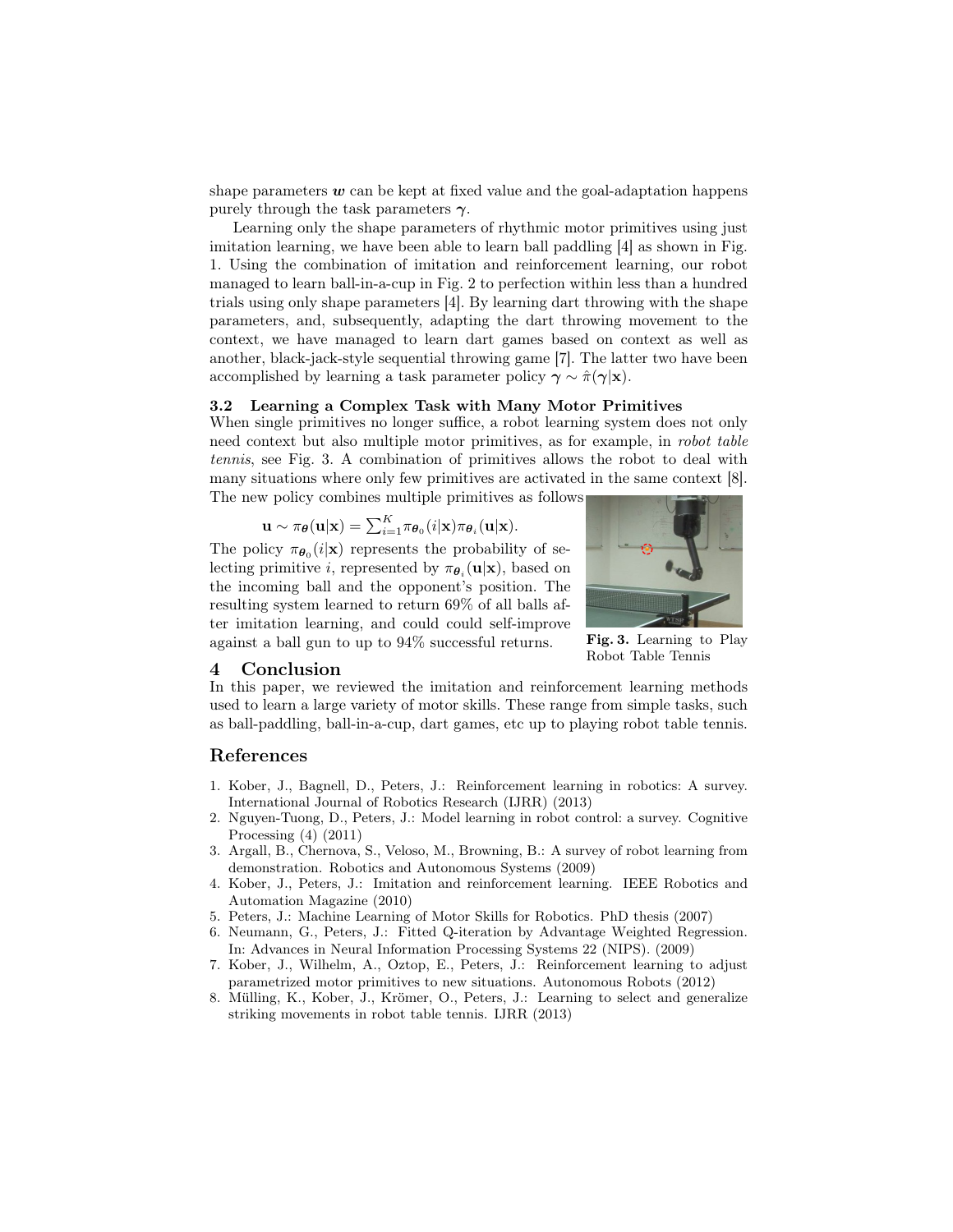shape parameters $\boldsymbol{w}$ can be kept at fixed value and the goal-adaptation happens purely through the task parameters $\boldsymbol{\gamma}$.

Learning only the shape parameters of rhythmic motor primitives using just imitation learning, we have been able to learn ball paddling [4] as shown in Fig. 1. Using the combination of imitation and reinforcement learning, our robot managed to learn ball-in-a-cup in Fig. 2 to perfection within less than a hundred trials using only shape parameters [4]. By learning dart throwing with the shape parameters, and, subsequently, adapting the dart throwing movement to the context, we have managed to learn dart games based on context as well as another, black-jack-style sequential throwing game [7]. The latter two have been accomplished by learning a task parameter policy $\boldsymbol{\gamma} \sim \hat{\pi}(\boldsymbol{\gamma}|\mathbf{x})$.

### 3.2 Learning a Complex Task with Many Motor Primitives

When single primitives no longer suffice, a robot learning system does not only need context but also multiple motor primitives, as for example, in *robot table tennis*, see Fig. 3. A combination of primitives allows the robot to deal with many situations where only few primitives are activated in the same context [8]. The new policy combines multiple primitives as follows

$$\mathbf{u} \sim \pi_{\boldsymbol{\theta}}(\mathbf{u}|\mathbf{x}) = \sum_{i=1}^{K} \pi_{\boldsymbol{\theta}_0}(i|\mathbf{x}) \pi_{\boldsymbol{\theta}_i}(\mathbf{u}|\mathbf{x}).$$

The policy $\pi_{\boldsymbol{\theta}_0}(i|\mathbf{x})$ represents the probability of selecting primitive $i$, represented by $\pi_{\boldsymbol{\theta}_i}(\mathbf{u}|\mathbf{x})$, based on the incoming ball and the opponent's position. The resulting system learned to return 69% of all balls after imitation learning, and could could self-improve against a ball gun to up to 94% successful returns.

**Fig. 3.** Learning to Play Robot Table Tennis

## 4 Conclusion

In this paper, we reviewed the imitation and reinforcement learning methods used to learn a large variety of motor skills. These range from simple tasks, such as ball-paddling, ball-in-a-cup, dart games, etc up to playing robot table tennis.

## References

1. Kober, J., Bagnell, D., Peters, J.: Reinforcement learning in robotics: A survey. International Journal of Robotics Research (IJRR) (2013)
2. Nguyen-Tuong, D., Peters, J.: Model learning in robot control: a survey. Cognitive Processing (4) (2011)
3. Argall, B., Chernova, S., Veloso, M., Browning, B.: A survey of robot learning from demonstration. Robotics and Autonomous Systems (2009)
4. Kober, J., Peters, J.: Imitation and reinforcement learning. IEEE Robotics and Automation Magazine (2010)
5. Peters, J.: Machine Learning of Motor Skills for Robotics. PhD thesis (2007)
6. Neumann, G., Peters, J.: Fitted Q-iteration by Advantage Weighted Regression. In: Advances in Neural Information Processing Systems 22 (NIPS). (2009)
7. Kober, J., Wilhelm, A., Oztop, E., Peters, J.: Reinforcement learning to adjust parametrized motor primitives to new situations. Autonomous Robots (2012)
8. Mülling, K., Kober, J., Krömer, O., Peters, J.: Learning to select and generalize striking movements in robot table tennis. IJRR (2013)